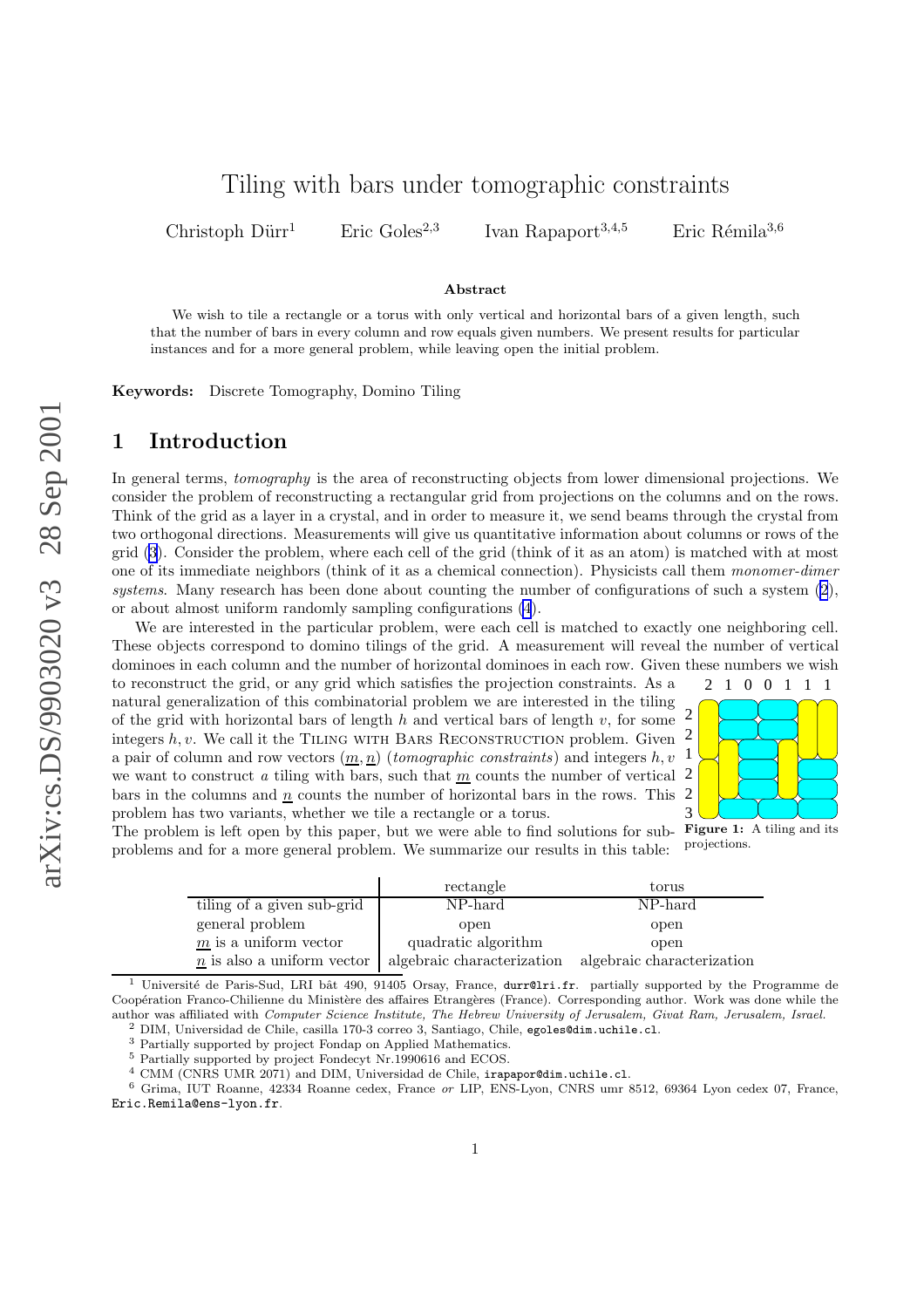# Tiling with bars under tomographic constraints

Christoph Dürr[1] Eric Goles[2,3] Ivan Rapaport[3,4,5] Eric Rémila[3,6]

**Abstract**

We wish to tile a rectangle or a torus with only vertical and horizontal bars of a given length, such that the number of bars in every column and row equals given numbers. We present results for particular instances and for a more general problem, while leaving open the initial problem.

**Keywords:** Discrete Tomography, Domino Tiling

## 1 Introduction

In general terms, *tomography* is the area of reconstructing objects from lower dimensional projections. We consider the problem of reconstructing a rectangular grid from projections on the columns and on the rows. Think of the grid as a layer in a crystal, and in order to measure it, we send beams through the crystal from two orthogonal directions. Measurements will give us quantitative information about columns or rows of the grid ([3]). Consider the problem, where each cell of the grid (think of it as an atom) is matched with at most one of its immediate neighbors (think of it as a chemical connection). Physicists call them *monomer-dimer systems*. Many research has been done about counting the number of configurations of such a system ([2]), or about almost uniform randomly sampling configurations ([4]).

We are interested in the particular problem, were each cell is matched to exactly one neighboring cell. These objects correspond to domino tilings of the grid. A measurement will reveal the number of vertical dominoes in each column and the number of horizontal dominoes in each row. Given these numbers we wish to reconstruct the grid, or any grid which satisfies the projection constraints. As a natural generalization of this combinatorial problem we are interested in the tiling of the grid with horizontal bars of length $h$ and vertical bars of length $v$, for some integers $h, v$. We call it the Tiling with Bars Reconstruction problem. Given a pair of column and row vectors $(\underline{m}, \underline{n})$ (*tomographic constraints*) and integers $h, v$ we want to construct *a* tiling with bars, such that $\underline{m}$ counts the number of vertical bars in the columns and $\underline{n}$ counts the number of horizontal bars in the rows. This problem has two variants, whether we tile a rectangle or a torus.

2 1 0 0 1 1 1

2
2
1
2
2
3

**Figure 1:** A tiling and its projections.

The problem is left open by this paper, but we were able to find solutions for subproblems and for a more general problem. We summarize our results in this table:

| | rectangle | torus |
|---|---|---|
| tiling of a given sub-grid | NP-hard | NP-hard |
| general problem | open | open |
| $\underline{m}$ is a uniform vector | quadratic algorithm | open |
| $\underline{n}$ is also a uniform vector | algebraic characterization | algebraic characterization |

[1] Université de Paris-Sud, LRI bât 490, 91405 Orsay, France, durr@lri.fr. partially supported by the Programme de Coopération Franco-Chilienne du Ministère des affaires Etrangères (France). Corresponding author. Work was done while the author was affiliated with *Computer Science Institute, The Hebrew University of Jerusalem, Givat Ram, Jerusalem, Israel.*

[2] DIM, Universidad de Chile, casilla 170-3 correo 3, Santiago, Chile, egoles@dim.uchile.cl.

[3] Partially supported by project Fondap on Applied Mathematics.

[5] Partially supported by project Fondecyt Nr.1990616 and ECOS.

[4] CMM (CNRS UMR 2071) and DIM, Universidad de Chile, irapapor@dim.uchile.cl.

[6] Grima, IUT Roanne, 42334 Roanne cedex, France *or* LIP, ENS-Lyon, CNRS umr 8512, 69364 Lyon cedex 07, France, Eric.Remila@ens-lyon.fr.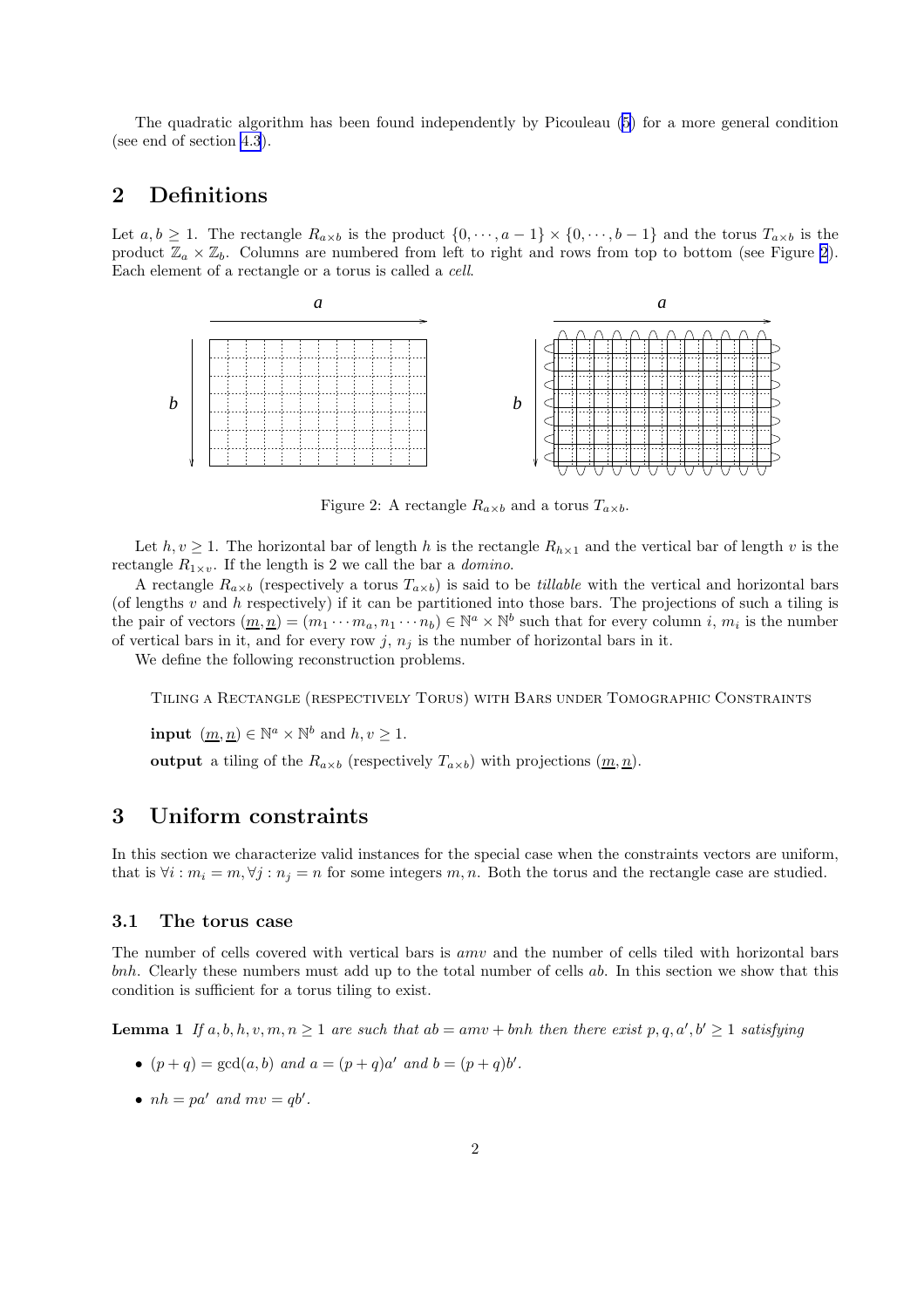The quadratic algorithm has been found independently by Picouleau ([5]) for a more general condition (see end of section 4.3).

## 2 Definitions

Let $a, b \geq 1$. The rectangle $R_{a\times b}$ is the product $\{0, \cdots, a-1\} \times \{0, \cdots, b-1\}$ and the torus $T_{a\times b}$ is the product $\mathbb{Z}_a \times \mathbb{Z}_b$. Columns are numbered from left to right and rows from top to bottom (see Figure 2). Each element of a rectangle or a torus is called a *cell*.

a

b

a

b

Figure 2: A rectangle $R_{a\times b}$ and a torus $T_{a\times b}$.

Let $h, v \geq 1$. The horizontal bar of length $h$ is the rectangle $R_{h\times 1}$ and the vertical bar of length $v$ is the rectangle $R_{1\times v}$. If the length is 2 we call the bar a *domino*.

A rectangle $R_{a\times b}$ (respectively a torus $T_{a\times b}$) is said to be *tillable* with the vertical and horizontal bars (of lengths $v$ and $h$ respectively) if it can be partitioned into those bars. The projections of such a tiling is the pair of vectors $(\underline{m}, \underline{n}) = (m_1 \cdots m_a, n_1 \cdots n_b) \in \mathbb{N}^a \times \mathbb{N}^b$ such that for every column $i$, $m_i$ is the number of vertical bars in it, and for every row $j$, $n_j$ is the number of horizontal bars in it.

We define the following reconstruction problems.

Tiling a Rectangle (respectively Torus) with Bars under Tomographic Constraints

**input** $(\underline{m}, \underline{n}) \in \mathbb{N}^a \times \mathbb{N}^b$ and $h, v \geq 1$.

**output** a tiling of the $R_{a\times b}$ (respectively $T_{a\times b}$) with projections $(\underline{m}, \underline{n})$.

## 3 Uniform constraints

In this section we characterize valid instances for the special case when the constraints vectors are uniform, that is $\forall i : m_i = m, \forall j : n_j = n$ for some integers $m, n$. Both the torus and the rectangle case are studied.

### 3.1 The torus case

The number of cells covered with vertical bars is $amv$ and the number of cells tiled with horizontal bars $bnh$. Clearly these numbers must add up to the total number of cells $ab$. In this section we show that this condition is sufficient for a torus tiling to exist.

**Lemma 1** *If $a, b, h, v, m, n \geq 1$ are such that $ab = amv + bnh$ then there exist $p, q, a', b' \geq 1$ satisfying*

- $(p + q) = \gcd(a, b)$ *and* $a = (p + q)a'$ *and* $b = (p + q)b'$.
- $nh = pa'$ *and* $mv = qb'$.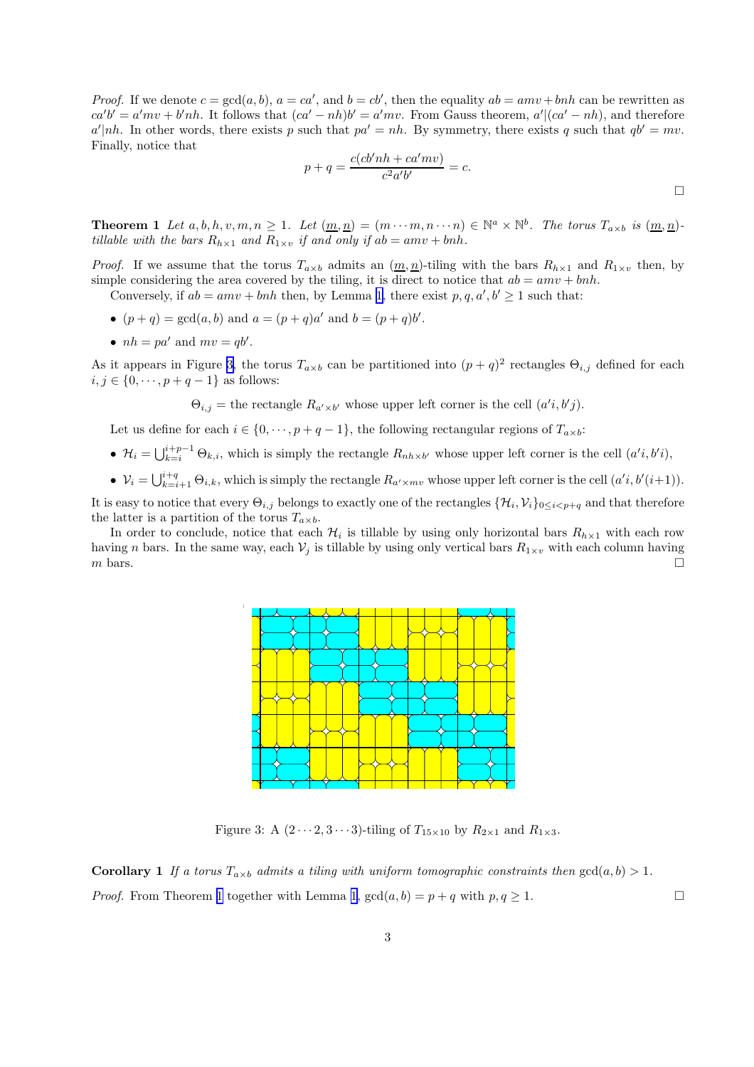*Proof.* If we denote $c = \gcd(a, b)$, $a = ca'$, and $b = cb'$, then the equality $ab = amv + bnh$ can be rewritten as $ca'b' = a'mv + b'nh$. It follows that $(ca' - nh)b' = a'mv$. From Gauss theorem, $a'|(ca' - nh)$, and therefore $a'|nh$. In other words, there exists $p$ such that $pa' = nh$. By symmetry, there exists $q$ such that $qb' = mv$. Finally, notice that

$$p + q = \frac{c(cb'nh + ca'mv)}{c^2a'b'} = c.$$

□

**Theorem 1** *Let $a, b, h, v, m, n \geq 1$. Let $(\underline{m}, \underline{n}) = (m \cdots m, n \cdots n) \in \mathbb{N}^a \times \mathbb{N}^b$. The torus $T_{a\times b}$ is $(\underline{m}, \underline{n})$-tillable with the bars $R_{h\times 1}$ and $R_{1\times v}$ if and only if $ab = amv + bnh$.*

*Proof.* If we assume that the torus $T_{a\times b}$ admits an $(\underline{m}, \underline{n})$-tiling with the bars $R_{h\times 1}$ and $R_{1\times v}$ then, by simple considering the area covered by the tiling, it is direct to notice that $ab = amv + bnh$.

Conversely, if $ab = amv + bnh$ then, by Lemma 1, there exist $p, q, a', b' \geq 1$ such that:

- $(p + q) = \gcd(a, b)$ and $a = (p + q)a'$ and $b = (p + q)b'$.
- $nh = pa'$ and $mv = qb'$.

As it appears in Figure 3, the torus $T_{a\times b}$ can be partitioned into $(p + q)^2$ rectangles $\Theta_{i,j}$ defined for each $i, j \in \{0, \cdots, p + q - 1\}$ as follows:

$\Theta_{i,j}$ = the rectangle $R_{a'\times b'}$ whose upper left corner is the cell $(a'i, b'j)$.

Let us define for each $i \in \{0, \cdots, p + q - 1\}$, the following rectangular regions of $T_{a\times b}$:

- $\mathcal{H}_i = \bigcup_{k=i}^{i+p-1} \Theta_{k,i}$, which is simply the rectangle $R_{nh\times b'}$ whose upper left corner is the cell $(a'i, b'i)$,
- $\mathcal{V}_i = \bigcup_{k=i+1}^{i+q} \Theta_{i,k}$, which is simply the rectangle $R_{a'\times mv}$ whose upper left corner is the cell $(a'i, b'(i+1))$.

It is easy to notice that every $\Theta_{i,j}$ belongs to exactly one of the rectangles $\{\mathcal{H}_i, \mathcal{V}_i\}_{0\leq i<p+q}$ and that therefore the latter is a partition of the torus $T_{a\times b}$.

In order to conclude, notice that each $\mathcal{H}_i$ is tillable by using only horizontal bars $R_{h\times 1}$ with each row having $n$ bars. In the same way, each $\mathcal{V}_j$ is tillable by using only vertical bars $R_{1\times v}$ with each column having $m$ bars. □

Figure 3: A $(2 \cdots 2, 3 \cdots 3)$-tiling of $T_{15\times 10}$ by $R_{2\times 1}$ and $R_{1\times 3}$.

**Corollary 1** *If a torus $T_{a\times b}$ admits a tiling with uniform tomographic constraints then $\gcd(a, b) > 1$.*

*Proof.* From Theorem 1 together with Lemma 1, $\gcd(a, b) = p + q$ with $p, q \geq 1$. □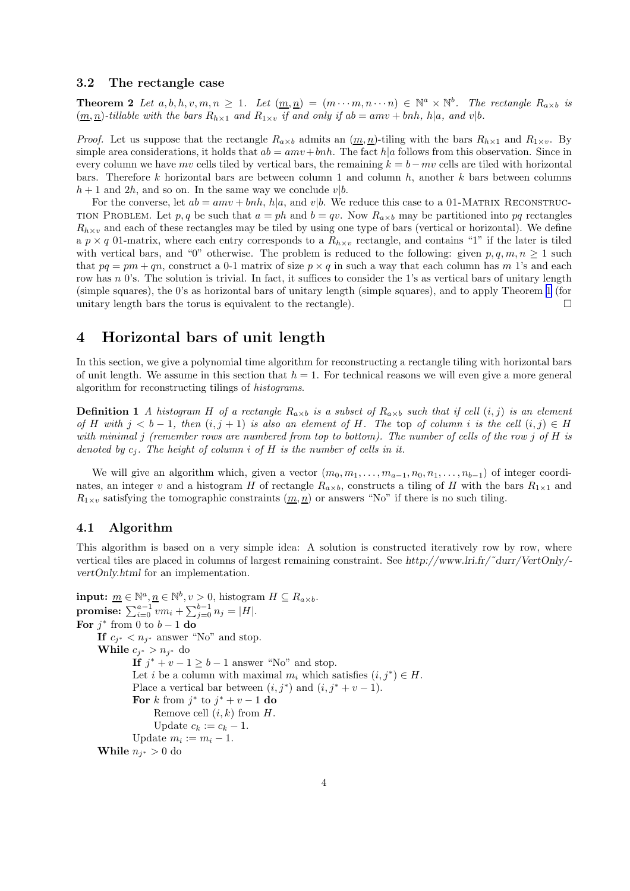### 3.2 The rectangle case

**Theorem 2** *Let $a, b, h, v, m, n \geq 1$. Let $(\underline{m}, \underline{n}) = (m \cdots m, n \cdots n) \in \mathbb{N}^a \times \mathbb{N}^b$. The rectangle $R_{a \times b}$ is $(\underline{m}, \underline{n})$-tillable with the bars $R_{h \times 1}$ and $R_{1 \times v}$ if and only if $ab = amv + bnh$, $h|a$, and $v|b$.*

*Proof.* Let us suppose that the rectangle $R_{a \times b}$ admits an $(\underline{m}, \underline{n})$-tiling with the bars $R_{h \times 1}$ and $R_{1 \times v}$. By simple area considerations, it holds that $ab = amv + bnh$. The fact $h|a$ follows from this observation. Since in every column we have $mv$ cells tiled by vertical bars, the remaining $k = b - mv$ cells are tiled with horizontal bars. Therefore $k$ horizontal bars are between column 1 and column $h$, another $k$ bars between columns $h + 1$ and $2h$, and so on. In the same way we conclude $v|b$.

For the converse, let $ab = amv + bnh$, $h|a$, and $v|b$. We reduce this case to a 01-Matrix Reconstruction Problem. Let $p, q$ be such that $a = ph$ and $b = qv$. Now $R_{a \times b}$ may be partitioned into $pq$ rectangles $R_{h \times v}$ and each of these rectangles may be tiled by using one type of bars (vertical or horizontal). We define a $p \times q$ 01-matrix, where each entry corresponds to a $R_{h \times v}$ rectangle, and contains "1" if the later is tiled with vertical bars, and "0" otherwise. The problem is reduced to the following: given $p, q, m, n \geq 1$ such that $pq = pm + qn$, construct a 0-1 matrix of size $p \times q$ in such a way that each column has $m$ 1's and each row has $n$ 0's. The solution is trivial. In fact, it suffices to consider the 1's as vertical bars of unitary length (simple squares), the 0's as horizontal bars of unitary length (simple squares), and to apply Theorem 1 (for unitary length bars the torus is equivalent to the rectangle). □

## 4 Horizontal bars of unit length

In this section, we give a polynomial time algorithm for reconstructing a rectangle tiling with horizontal bars of unit length. We assume in this section that $h = 1$. For technical reasons we will even give a more general algorithm for reconstructing tilings of *histograms*.

**Definition 1** *A histogram $H$ of a rectangle $R_{a \times b}$ is a subset of $R_{a \times b}$ such that if cell $(i, j)$ is an element of $H$ with $j < b - 1$, then $(i, j + 1)$ is also an element of $H$. The* top *of column $i$ is the cell $(i, j) \in H$ with minimal $j$ (remember rows are numbered from top to bottom). The number of cells of the row $j$ of $H$ is denoted by $c_j$. The height of column $i$ of $H$ is the number of cells in it.*

We will give an algorithm which, given a vector $(m_0, m_1, \ldots, m_{a-1}, n_0, n_1, \ldots, n_{b-1})$ of integer coordinates, an integer $v$ and a histogram $H$ of rectangle $R_{a \times b}$, constructs a tiling of $H$ with the bars $R_{1 \times 1}$ and $R_{1 \times v}$ satisfying the tomographic constraints $(\underline{m}, \underline{n})$ or answers "No" if there is no such tiling.

### 4.1 Algorithm

This algorithm is based on a very simple idea: A solution is constructed iteratively row by row, where vertical tiles are placed in columns of largest remaining constraint. See *http://www.lri.fr/˜durr/VertOnly/-vertOnly.html* for an implementation.

**input:** $\underline{m} \in \mathbb{N}^a, \underline{n} \in \mathbb{N}^b, v > 0$, histogram $H \subseteq R_{a \times b}$.
**promise:** $\sum_{i=0}^{a-1} vm_i + \sum_{j=0}^{b-1} n_j = |H|$.
**For** $j^*$ from 0 to $b - 1$ **do**
  **If** $c_{j^*} < n_{j^*}$ answer "No" and stop.
  **While** $c_{j^*} > n_{j^*}$ do
    **If** $j^* + v - 1 \geq b - 1$ answer "No" and stop.
    Let $i$ be a column with maximal $m_i$ which satisfies $(i, j^*) \in H$.
    Place a vertical bar between $(i, j^*)$ and $(i, j^* + v - 1)$.
    **For** $k$ from $j^*$ to $j^* + v - 1$ **do**
      Remove cell $(i, k)$ from $H$.
      Update $c_k := c_k - 1$.
    Update $m_i := m_i - 1$.
  **While** $n_{j^*} > 0$ do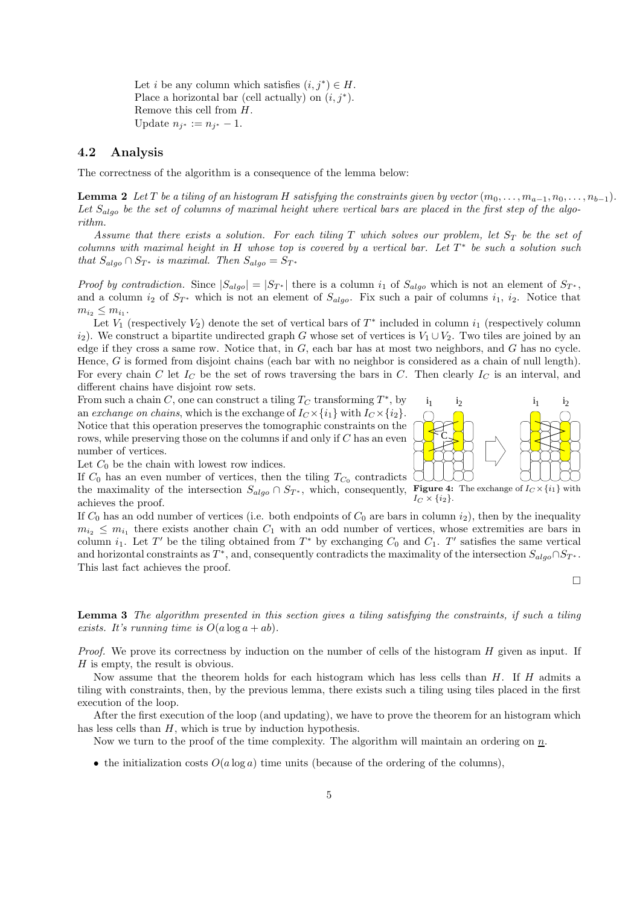Let $i$ be any column which satisfies $(i, j^*) \in H$.
Place a horizontal bar (cell actually) on $(i, j^*)$.
Remove this cell from $H$.
Update $n_{j^*} := n_{j^*} - 1$.

## 4.2 Analysis

The correctness of the algorithm is a consequence of the lemma below:

**Lemma 2** *Let $T$ be a tiling of an histogram $H$ satisfying the constraints given by vector $(m_0, \ldots, m_{a-1}, n_0, \ldots, n_{b-1})$. Let $S_{algo}$ be the set of columns of maximal height where vertical bars are placed in the first step of the algorithm.*

*Assume that there exists a solution. For each tiling $T$ which solves our problem, let $S_T$ be the set of columns with maximal height in $H$ whose top is covered by a vertical bar. Let $T^*$ be such a solution such that $S_{algo} \cap S_{T^*}$ is maximal. Then $S_{algo} = S_{T^*}$*

*Proof by contradiction.* Since $|S_{algo}| = |S_{T^*}|$ there is a column $i_1$ of $S_{algo}$ which is not an element of $S_{T^*}$, and a column $i_2$ of $S_{T^*}$ which is not an element of $S_{algo}$. Fix such a pair of columns $i_1$, $i_2$. Notice that $m_{i_2} \leq m_{i_1}$.

Let $V_1$ (respectively $V_2$) denote the set of vertical bars of $T^*$ included in column $i_1$ (respectively column $i_2$). We construct a bipartite undirected graph $G$ whose set of vertices is $V_1 \cup V_2$. Two tiles are joined by an edge if they cross a same row. Notice that, in $G$, each bar has at most two neighbors, and $G$ has no cycle. Hence, $G$ is formed from disjoint chains (each bar with no neighbor is considered as a chain of null length). For every chain $C$ let $I_C$ be the set of rows traversing the bars in $C$. Then clearly $I_C$ is an interval, and different chains have disjoint row sets.

From such a chain $C$, one can construct a tiling $T_C$ transforming $T^*$, by an *exchange on chains*, which is the exchange of $I_C \times \{i_1\}$ with $I_C \times \{i_2\}$. Notice that this operation preserves the tomographic constraints on the rows, while preserving those on the columns if and only if $C$ has an even number of vertices.

i1 i2 C i1 i2

**Figure 4:** The exchange of $I_C \times \{i_1\}$ with $I_C \times \{i_2\}$.

Let $C_0$ be the chain with lowest row indices.

If $C_0$ has an even number of vertices, then the tiling $T_{C_0}$ contradicts the maximality of the intersection $S_{algo} \cap S_{T^*}$, which, consequently, achieves the proof.

If $C_0$ has an odd number of vertices (i.e. both endpoints of $C_0$ are bars in column $i_2$), then by the inequality $m_{i_2} \leq m_{i_1}$ there exists another chain $C_1$ with an odd number of vertices, whose extremities are bars in column $i_1$. Let $T'$ be the tiling obtained from $T^*$ by exchanging $C_0$ and $C_1$. $T'$ satisfies the same vertical and horizontal constraints as $T^*$, and, consequently contradicts the maximality of the intersection $S_{algo} \cap S_{T^*}$. This last fact achieves the proof.

□

**Lemma 3** *The algorithm presented in this section gives a tiling satisfying the constraints, if such a tiling exists. It's running time is $O(a \log a + ab)$.*

*Proof.* We prove its correctness by induction on the number of cells of the histogram $H$ given as input. If $H$ is empty, the result is obvious.

Now assume that the theorem holds for each histogram which has less cells than $H$. If $H$ admits a tiling with constraints, then, by the previous lemma, there exists such a tiling using tiles placed in the first execution of the loop.

After the first execution of the loop (and updating), we have to prove the theorem for an histogram which has less cells than $H$, which is true by induction hypothesis.

Now we turn to the proof of the time complexity. The algorithm will maintain an ordering on $\underline{n}$.

- the initialization costs $O(a \log a)$ time units (because of the ordering of the columns),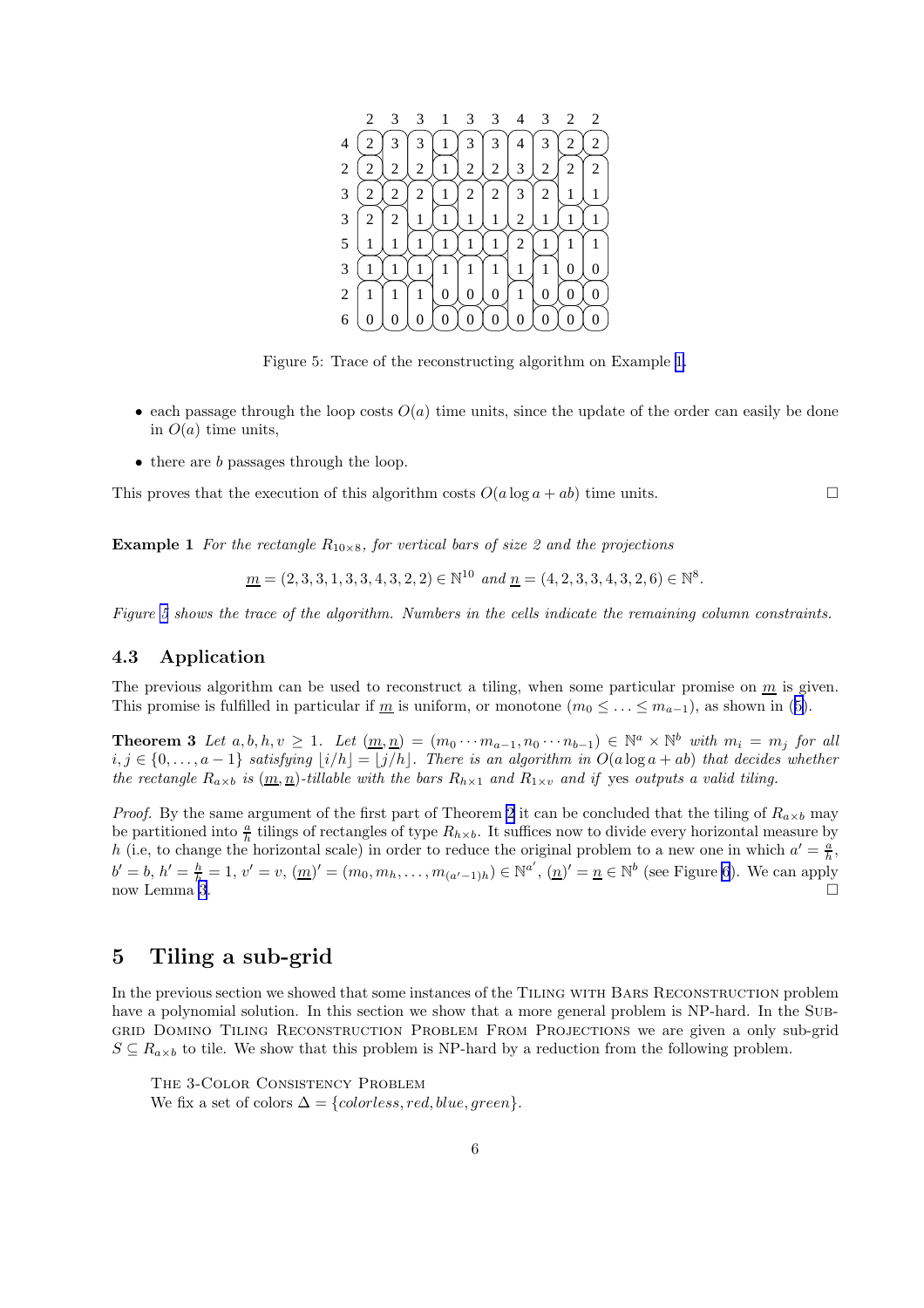2 3 3 1 3 3 4 3 2 2

| | | | | | | | | | | |
|---|---|---|---|---|---|---|---|---|---|---|
| 4 | 2 | 3 | 3 | 1 | 3 | 3 | 4 | 3 | 2 | 2 |
| 2 | 2 | 2 | 2 | 1 | 2 | 2 | 3 | 2 | 2 | 2 |
| 3 | 2 | 2 | 2 | 1 | 2 | 2 | 3 | 2 | 1 | 1 |
| 3 | 2 | 2 | 1 | 1 | 1 | 1 | 2 | 1 | 1 | 1 |
| 5 | 1 | 1 | 1 | 1 | 1 | 1 | 2 | 1 | 1 | 1 |
| 3 | 1 | 1 | 1 | 1 | 1 | 1 | 1 | 1 | 0 | 0 |
| 2 | 1 | 1 | 1 | 0 | 0 | 0 | 1 | 0 | 0 | 0 |
| 6 | 0 | 0 | 0 | 0 | 0 | 0 | 0 | 0 | 0 | 0 |

Figure 5: Trace of the reconstructing algorithm on Example 1.

- each passage through the loop costs $O(a)$ time units, since the update of the order can easily be done in $O(a)$ time units,
- there are $b$ passages through the loop.

This proves that the execution of this algorithm costs $O(a \log a + ab)$ time units. □

**Example 1** *For the rectangle $R_{10\times 8}$, for vertical bars of size 2 and the projections*

$$\underline{m} = (2,3,3,1,3,3,4,3,2,2) \in \mathbb{N}^{10} \text{ and } \underline{n} = (4,2,3,3,4,3,2,6) \in \mathbb{N}^8.$$

*Figure 5 shows the trace of the algorithm. Numbers in the cells indicate the remaining column constraints.*

### 4.3 Application

The previous algorithm can be used to reconstruct a tiling, when some particular promise on $\underline{m}$ is given. This promise is fulfilled in particular if $\underline{m}$ is uniform, or monotone ($m_0 \leq \ldots \leq m_{a-1}$), as shown in (5).

**Theorem 3** *Let $a, b, h, v \geq 1$. Let $(\underline{m}, \underline{n}) = (m_0 \cdots m_{a-1}, n_0 \cdots n_{b-1}) \in \mathbb{N}^a \times \mathbb{N}^b$ with $m_i = m_j$ for all $i, j \in \{0, \ldots, a-1\}$ satisfying $\lfloor i/h \rfloor = \lfloor j/h \rfloor$. There is an algorithm in $O(a \log a + ab)$ that decides whether the rectangle $R_{a\times b}$ is $(\underline{m}, \underline{n})$-tillable with the bars $R_{h\times 1}$ and $R_{1\times v}$ and if* yes *outputs a valid tiling.*

*Proof.* By the same argument of the first part of Theorem 2 it can be concluded that the tiling of $R_{a\times b}$ may be partitioned into $\frac{a}{h}$ tilings of rectangles of type $R_{h\times b}$. It suffices now to divide every horizontal measure by $h$ (i.e, to change the horizontal scale) in order to reduce the original problem to a new one in which $a' = \frac{a}{h}$, $b' = b$, $h' = \frac{h}{h} = 1$, $v' = v$, $(\underline{m})' = (m_0, m_h, \ldots, m_{(a'-1)h}) \in \mathbb{N}^{a'}$, $(\underline{n})' = \underline{n} \in \mathbb{N}^b$ (see Figure 6). We can apply now Lemma 3. □

## 5 Tiling a sub-grid

In the previous section we showed that some instances of the Tiling with Bars Reconstruction problem have a polynomial solution. In this section we show that a more general problem is NP-hard. In the Sub-grid Domino Tiling Reconstruction Problem From Projections we are given a only sub-grid $S \subseteq R_{a\times b}$ to tile. We show that this problem is NP-hard by a reduction from the following problem.

The 3-Color Consistency Problem
We fix a set of colors $\Delta = \{colorless, red, blue, green\}$.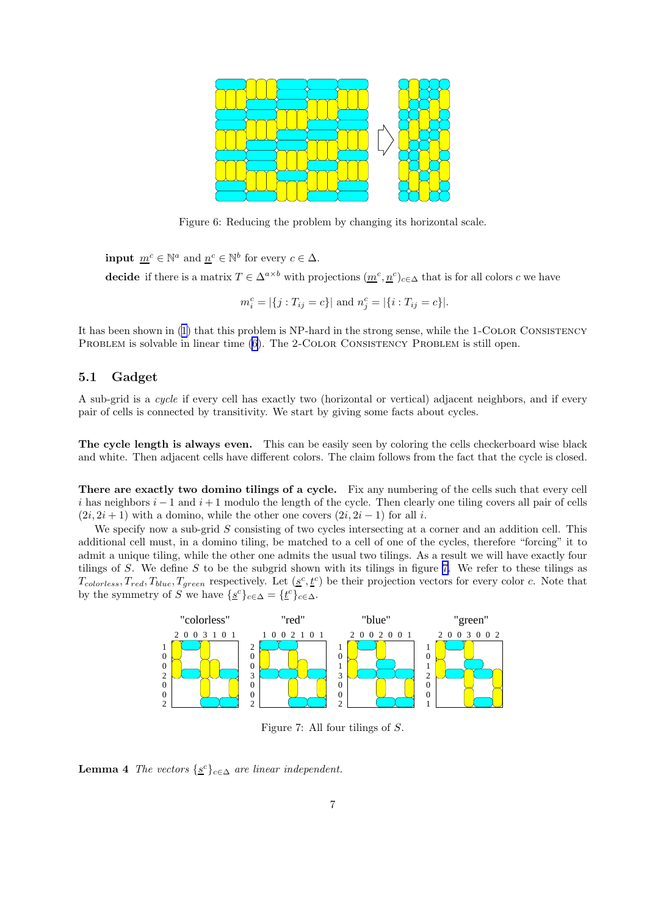Figure 6: Reducing the problem by changing its horizontal scale.

**input** $\underline{m}^c \in \mathbb{N}^a$ and $\underline{n}^c \in \mathbb{N}^b$ for every $c \in \Delta$.

**decide** if there is a matrix $T \in \Delta^{a\times b}$ with projections $(\underline{m}^c, \underline{n}^c)_{c\in\Delta}$ that is for all colors $c$ we have

$$m_i^c = |\{j : T_{ij} = c\}| \text{ and } n_j^c = |\{i : T_{ij} = c\}|.$$

It has been shown in (1) that this problem is NP-hard in the strong sense, while the 1-Color Consistency Problem is solvable in linear time (6). The 2-Color Consistency Problem is still open.

## 5.1 Gadget

A sub-grid is a *cycle* if every cell has exactly two (horizontal or vertical) adjacent neighbors, and if every pair of cells is connected by transitivity. We start by giving some facts about cycles.

**The cycle length is always even.** This can be easily seen by coloring the cells checkerboard wise black and white. Then adjacent cells have different colors. The claim follows from the fact that the cycle is closed.

**There are exactly two domino tilings of a cycle.** Fix any numbering of the cells such that every cell $i$ has neighbors $i-1$ and $i+1$ modulo the length of the cycle. Then clearly one tiling covers all pair of cells $(2i, 2i+1)$ with a domino, while the other one covers $(2i, 2i-1)$ for all $i$.

We specify now a sub-grid $S$ consisting of two cycles intersecting at a corner and an addition cell. This additional cell must, in a domino tiling, be matched to a cell of one of the cycles, therefore "forcing" it to admit a unique tiling, while the other one admits the usual two tilings. As a result we will have exactly four tilings of $S$. We define $S$ to be the subgrid shown with its tilings in figure 7. We refer to these tilings as $T_{colorless}, T_{red}, T_{blue}, T_{green}$ respectively. Let $(\underline{s}^c, \underline{t}^c)$ be their projection vectors for every color $c$. Note that by the symmetry of $S$ we have $\{\underline{s}^c\}_{c\in\Delta} = \{\underline{t}^c\}_{c\in\Delta}$.

Figure 7: All four tilings of $S$.

**Lemma 4** *The vectors $\{\underline{s}^c\}_{c\in\Delta}$ are linear independent.*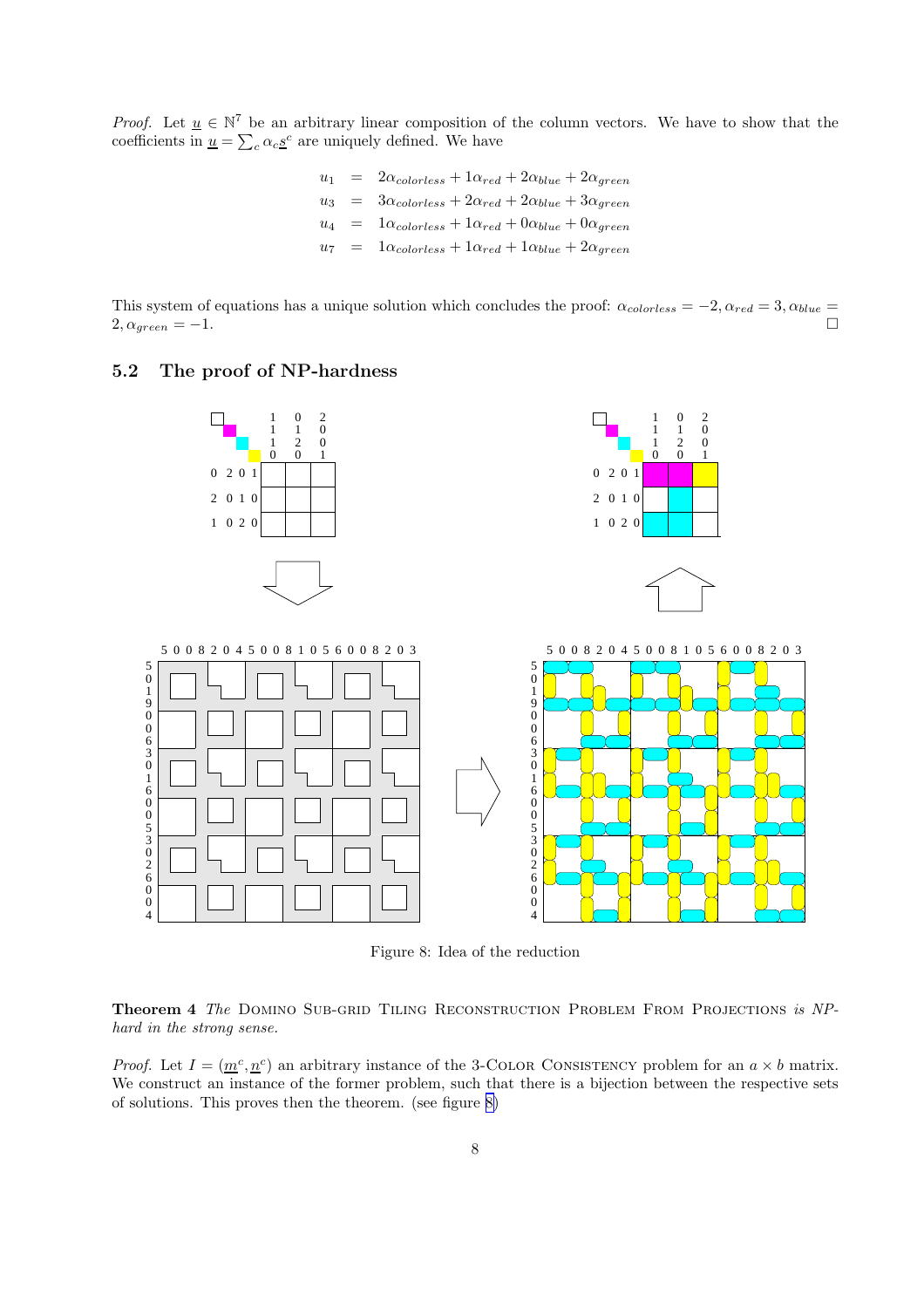*Proof.* Let $\underline{u} \in \mathbb{N}^7$ be an arbitrary linear composition of the column vectors. We have to show that the coefficients in $\underline{u} = \sum_c \alpha_c \underline{s}^c$ are uniquely defined. We have

$$
\begin{aligned}
u_1 &= 2\alpha_{colorless} + 1\alpha_{red} + 2\alpha_{blue} + 2\alpha_{green} \\
u_3 &= 3\alpha_{colorless} + 2\alpha_{red} + 2\alpha_{blue} + 3\alpha_{green} \\
u_4 &= 1\alpha_{colorless} + 1\alpha_{red} + 0\alpha_{blue} + 0\alpha_{green} \\
u_7 &= 1\alpha_{colorless} + 1\alpha_{red} + 1\alpha_{blue} + 2\alpha_{green}
\end{aligned}
$$

This system of equations has a unique solution which concludes the proof: $\alpha_{colorless} = -2, \alpha_{red} = 3, \alpha_{blue} = 2, \alpha_{green} = -1$. □

## 5.2 The proof of NP-hardness

1 0 2
1 1 0
1 2 0
0 0 1

0 2 0 1
2 0 1 0
1 0 2 0

1 0 2
1 1 0
1 2 0
0 0 1

0 2 0 1
2 0 1 0
1 0 2 0

5 0 0 8 2 0 4 5 0 0 8 1 0 5 6 0 0 8 2 0 3

5 0 1 9 0 0 6 3 0 1 6 0 0 5 3 0 2 6 0 0 4

5 0 0 8 2 0 4 5 0 0 8 1 0 5 6 0 0 8 2 0 3

5 0 1 9 0 0 6 3 0 1 6 0 0 5 3 0 2 6 0 0 4

Figure 8: Idea of the reduction

**Theorem 4** *The* Domino Sub-grid Tiling Reconstruction Problem From Projections *is NP-hard in the strong sense.*

*Proof.* Let $I = (\underline{m}^c, \underline{n}^c)$ an arbitrary instance of the 3-Color Consistency problem for an $a \times b$ matrix. We construct an instance of the former problem, such that there is a bijection between the respective sets of solutions. This proves then the theorem. (see figure 8)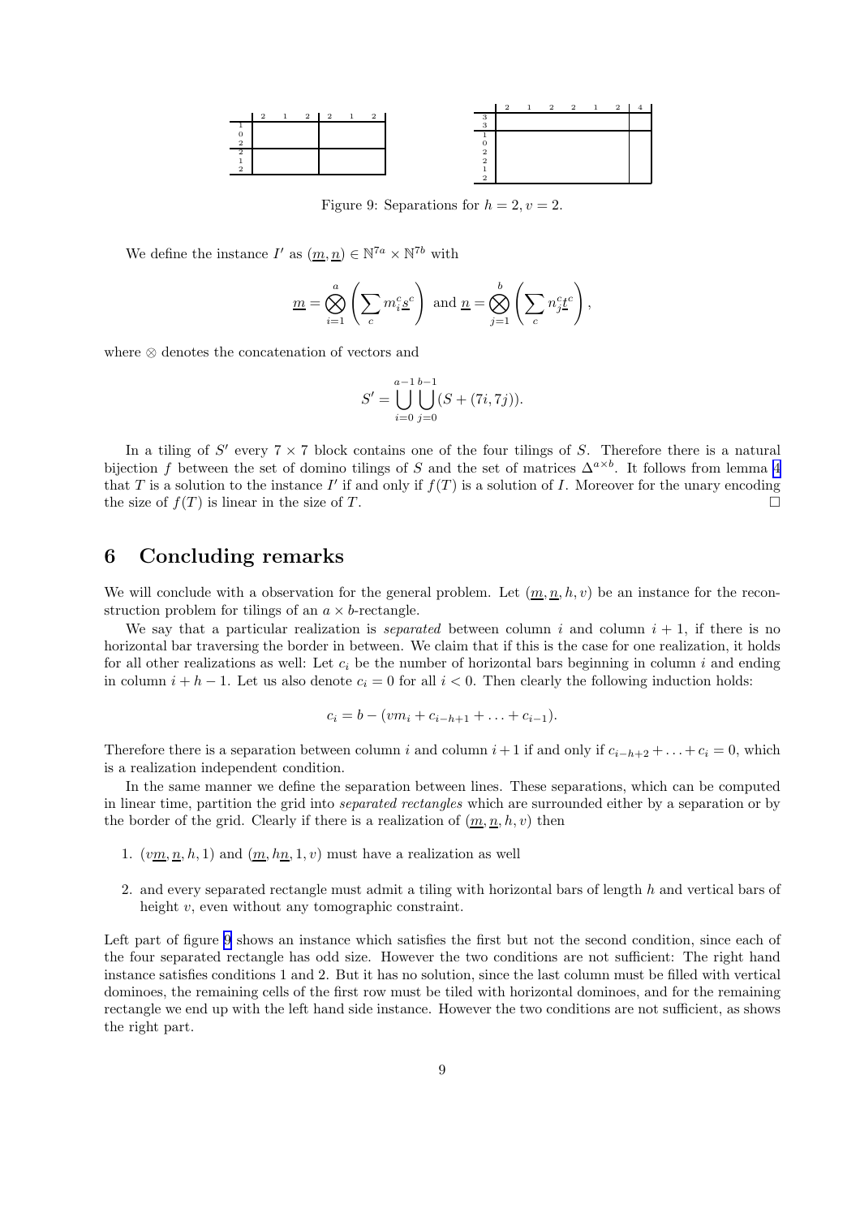Figure 9: Separations for $h = 2, v = 2$.

We define the instance $I'$ as $(\underline{m}, \underline{n}) \in \mathbb{N}^{7a} \times \mathbb{N}^{7b}$ with

$$\underline{m} = \bigotimes_{i=1}^{a} \left( \sum_{c} m_i^c \underline{s}^c \right) \text{ and } \underline{n} = \bigotimes_{j=1}^{b} \left( \sum_{c} n_j^c \underline{t}^c \right),$$

where $\otimes$ denotes the concatenation of vectors and

$$S' = \bigcup_{i=0}^{a-1} \bigcup_{j=0}^{b-1} (S + (7i, 7j)).$$

In a tiling of $S'$ every $7 \times 7$ block contains one of the four tilings of $S$. Therefore there is a natural bijection $f$ between the set of domino tilings of $S$ and the set of matrices $\Delta^{a \times b}$. It follows from lemma 4 that $T$ is a solution to the instance $I'$ if and only if $f(T)$ is a solution of $I$. Moreover for the unary encoding the size of $f(T)$ is linear in the size of $T$. □

# 6 Concluding remarks

We will conclude with a observation for the general problem. Let $(\underline{m}, \underline{n}, h, v)$ be an instance for the reconstruction problem for tilings of an $a \times b$-rectangle.

We say that a particular realization is *separated* between column $i$ and column $i + 1$, if there is no horizontal bar traversing the border in between. We claim that if this is the case for one realization, it holds for all other realizations as well: Let $c_i$ be the number of horizontal bars beginning in column $i$ and ending in column $i + h - 1$. Let us also denote $c_i = 0$ for all $i < 0$. Then clearly the following induction holds:

$$c_i = b - (vm_i + c_{i-h+1} + \ldots + c_{i-1}).$$

Therefore there is a separation between column $i$ and column $i + 1$ if and only if $c_{i-h+2} + \ldots + c_i = 0$, which is a realization independent condition.

In the same manner we define the separation between lines. These separations, which can be computed in linear time, partition the grid into *separated rectangles* which are surrounded either by a separation or by the border of the grid. Clearly if there is a realization of $(\underline{m}, \underline{n}, h, v)$ then

1. $(v\underline{m}, \underline{n}, h, 1)$ and $(\underline{m}, h\underline{n}, 1, v)$ must have a realization as well
2. and every separated rectangle must admit a tiling with horizontal bars of length $h$ and vertical bars of height $v$, even without any tomographic constraint.

Left part of figure 9 shows an instance which satisfies the first but not the second condition, since each of the four separated rectangle has odd size. However the two conditions are not sufficient: The right hand instance satisfies conditions 1 and 2. But it has no solution, since the last column must be filled with vertical dominoes, the remaining cells of the first row must be tiled with horizontal dominoes, and for the remaining rectangle we end up with the left hand side instance. However the two conditions are not sufficient, as shows the right part.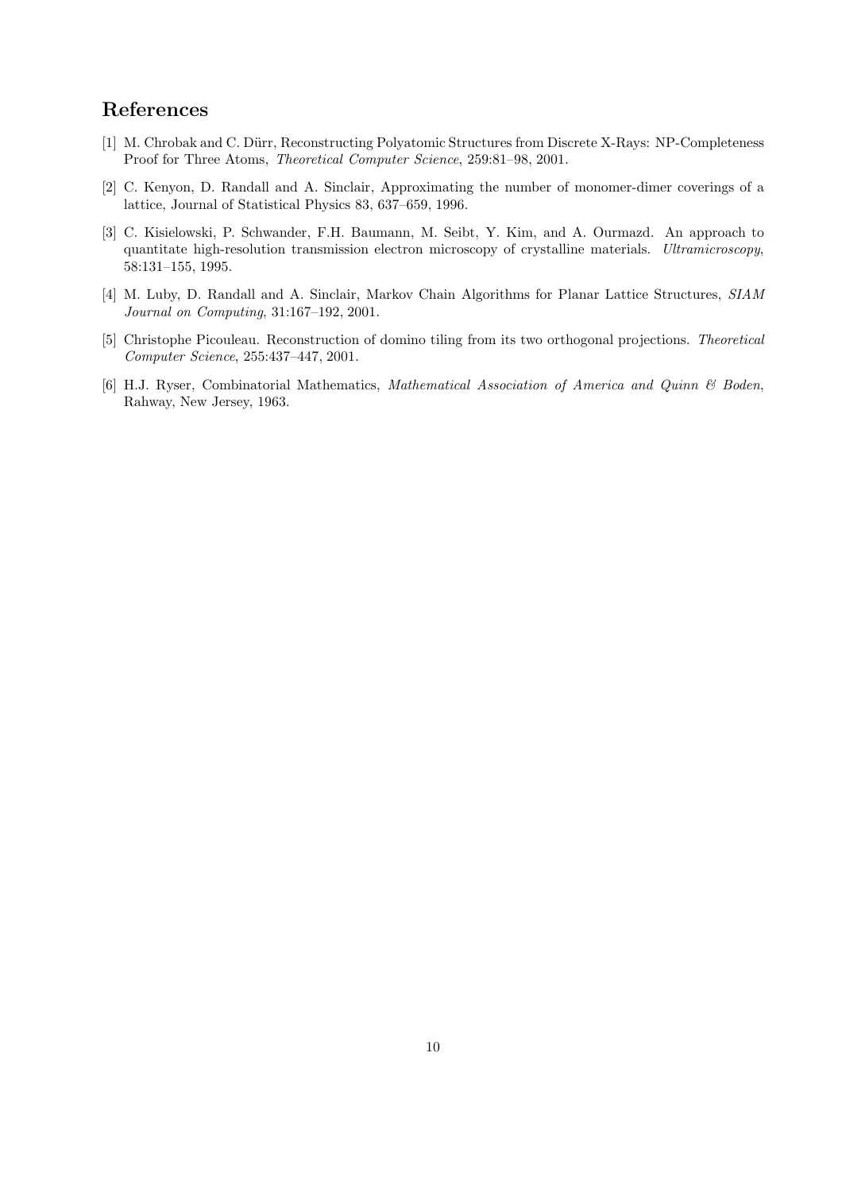## References

[1] M. Chrobak and C. Dürr, Reconstructing Polyatomic Structures from Discrete X-Rays: NP-Completeness Proof for Three Atoms, *Theoretical Computer Science*, 259:81–98, 2001.

[2] C. Kenyon, D. Randall and A. Sinclair, Approximating the number of monomer-dimer coverings of a lattice, Journal of Statistical Physics 83, 637–659, 1996.

[3] C. Kisielowski, P. Schwander, F.H. Baumann, M. Seibt, Y. Kim, and A. Ourmazd. An approach to quantitate high-resolution transmission electron microscopy of crystalline materials. *Ultramicroscopy*, 58:131–155, 1995.

[4] M. Luby, D. Randall and A. Sinclair, Markov Chain Algorithms for Planar Lattice Structures, *SIAM Journal on Computing*, 31:167–192, 2001.

[5] Christophe Picouleau. Reconstruction of domino tiling from its two orthogonal projections. *Theoretical Computer Science*, 255:437–447, 2001.

[6] H.J. Ryser, Combinatorial Mathematics, *Mathematical Association of America and Quinn & Boden*, Rahway, New Jersey, 1963.